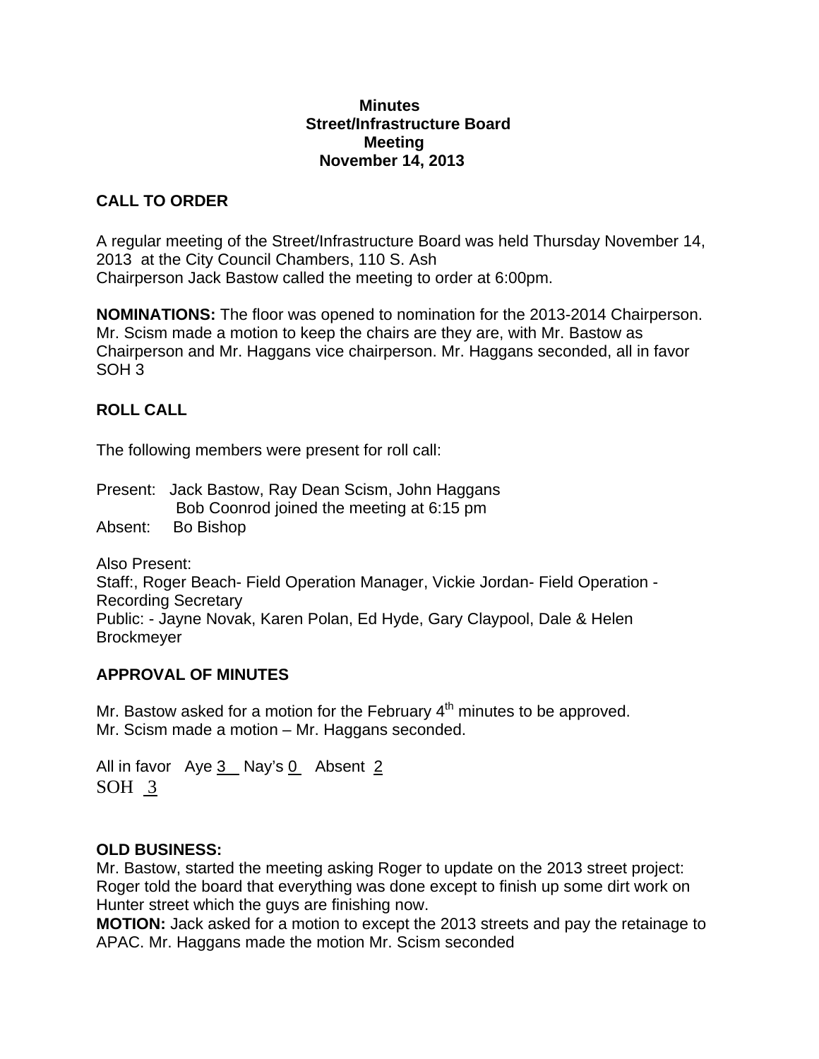**Minutes**
**Street/Infrastructure Board**
**Meeting**
**November 14, 2013**

## CALL TO ORDER

A regular meeting of the Street/Infrastructure Board was held Thursday November 14, 2013 at the City Council Chambers, 110 S. Ash
Chairperson Jack Bastow called the meeting to order at 6:00pm.

**NOMINATIONS:** The floor was opened to nomination for the 2013-2014 Chairperson. Mr. Scism made a motion to keep the chairs are they are, with Mr. Bastow as Chairperson and Mr. Haggans vice chairperson. Mr. Haggans seconded, all in favor SOH 3

## ROLL CALL

The following members were present for roll call:

Present: Jack Bastow, Ray Dean Scism, John Haggans
Bob Coonrod joined the meeting at 6:15 pm
Absent: Bo Bishop

Also Present:
Staff:, Roger Beach- Field Operation Manager, Vickie Jordan- Field Operation - Recording Secretary
Public: - Jayne Novak, Karen Polan, Ed Hyde, Gary Claypool, Dale & Helen Brockmeyer

## APPROVAL OF MINUTES

Mr. Bastow asked for a motion for the February 4th minutes to be approved.
Mr. Scism made a motion – Mr. Haggans seconded.

All in favor Aye 3 Nay's 0 Absent 2
SOH 3

## OLD BUSINESS:

Mr. Bastow, started the meeting asking Roger to update on the 2013 street project: Roger told the board that everything was done except to finish up some dirt work on Hunter street which the guys are finishing now.
**MOTION:** Jack asked for a motion to except the 2013 streets and pay the retainage to APAC. Mr. Haggans made the motion Mr. Scism seconded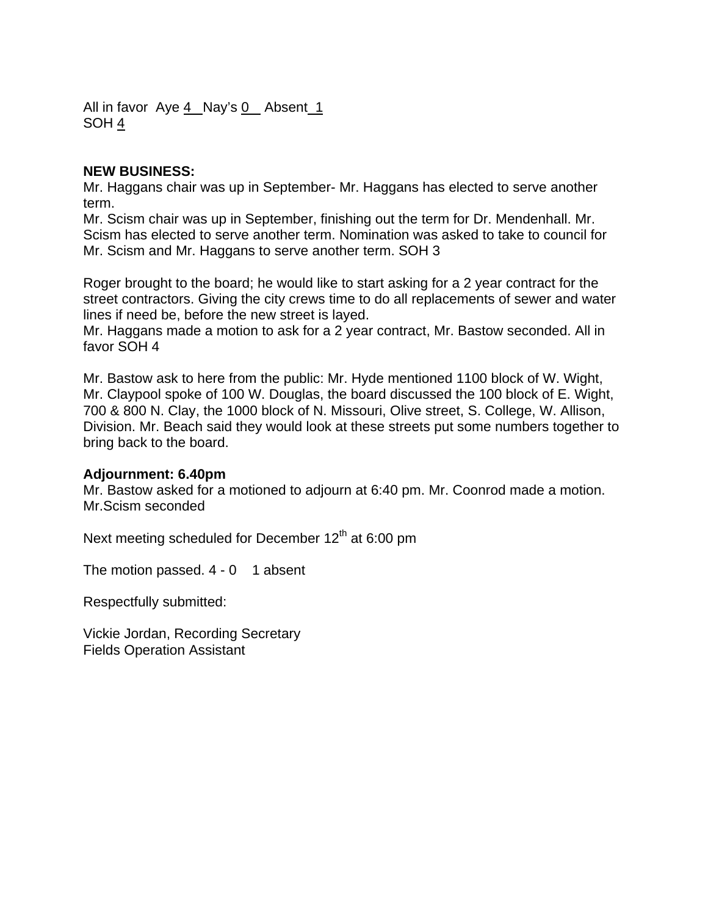All in favor Aye 4 Nay's 0 Absent 1
SOH 4

**NEW BUSINESS:**
Mr. Haggans chair was up in September- Mr. Haggans has elected to serve another term.
Mr. Scism chair was up in September, finishing out the term for Dr. Mendenhall. Mr. Scism has elected to serve another term. Nomination was asked to take to council for Mr. Scism and Mr. Haggans to serve another term. SOH 3

Roger brought to the board; he would like to start asking for a 2 year contract for the street contractors. Giving the city crews time to do all replacements of sewer and water lines if need be, before the new street is layed.
Mr. Haggans made a motion to ask for a 2 year contract, Mr. Bastow seconded. All in favor SOH 4

Mr. Bastow ask to here from the public: Mr. Hyde mentioned 1100 block of W. Wight, Mr. Claypool spoke of 100 W. Douglas, the board discussed the 100 block of E. Wight, 700 & 800 N. Clay, the 1000 block of N. Missouri, Olive street, S. College, W. Allison, Division. Mr. Beach said they would look at these streets put some numbers together to bring back to the board.

**Adjournment: 6.40pm**
Mr. Bastow asked for a motioned to adjourn at 6:40 pm. Mr. Coonrod made a motion. Mr.Scism seconded

Next meeting scheduled for December 12th at 6:00 pm

The motion passed. 4 - 0 1 absent

Respectfully submitted:

Vickie Jordan, Recording Secretary
Fields Operation Assistant